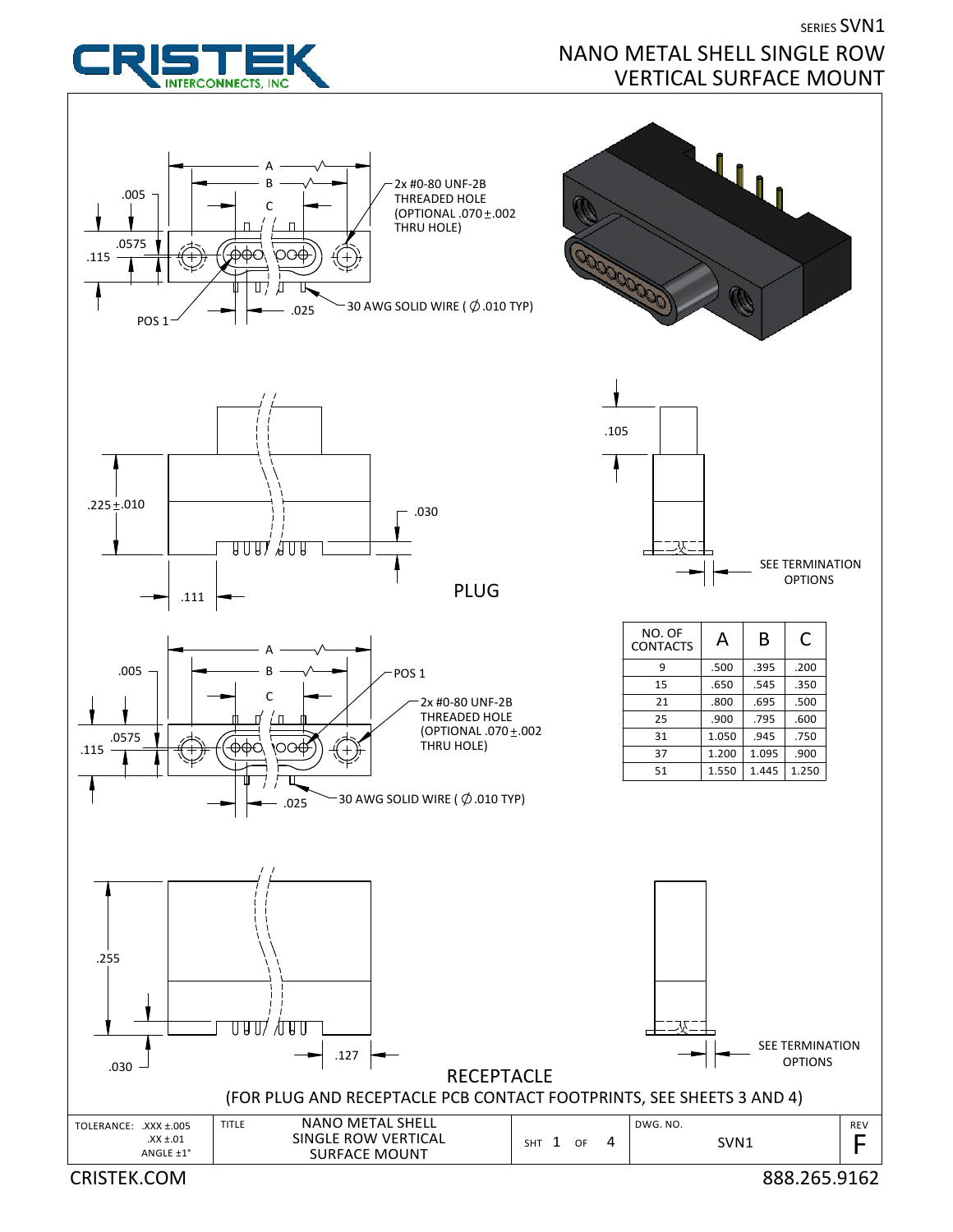# CRISTEK INTERCONNECTS, INC

SERIES SVN1

## NANO METAL SHELL SINGLE ROW VERTICAL SURFACE MOUNT

A

B

C

.005

.0575

.115

2x #0-80 UNF-2B THREADED HOLE (OPTIONAL .070 ± .002 THRU HOLE)

POS 1

.025

30 AWG SOLID WIRE ( ∅ .010 TYP)

.225 ± .010

.030

.111

.105

SEE TERMINATION OPTIONS

### PLUG

| NO. OF CONTACTS | A | B | C |
|---|---|---|---|
| 9 | .500 | .395 | .200 |
| 15 | .650 | .545 | .350 |
| 21 | .800 | .695 | .500 |
| 25 | .900 | .795 | .600 |
| 31 | 1.050 | .945 | .750 |
| 37 | 1.200 | 1.095 | .900 |
| 51 | 1.550 | 1.445 | 1.250 |

A

B

C

.005

POS 1

.0575

.115

2x #0-80 UNF-2B THREADED HOLE (OPTIONAL .070 ± .002 THRU HOLE)

.025

30 AWG SOLID WIRE ( ∅ .010 TYP)

.255

.030

.127

SEE TERMINATION OPTIONS

### RECEPTACLE

(FOR PLUG AND RECEPTACLE PCB CONTACT FOOTPRINTS, SEE SHEETS 3 AND 4)

| TOLERANCE: .XXX ±.005 .XX ±.01 ANGLE ±1° | TITLE: NANO METAL SHELL SINGLE ROW VERTICAL SURFACE MOUNT | SHT 1 OF 4 | DWG. NO. SVN1 | REV F |
|---|---|---|---|---|

CRISTEK.COM

888.265.9162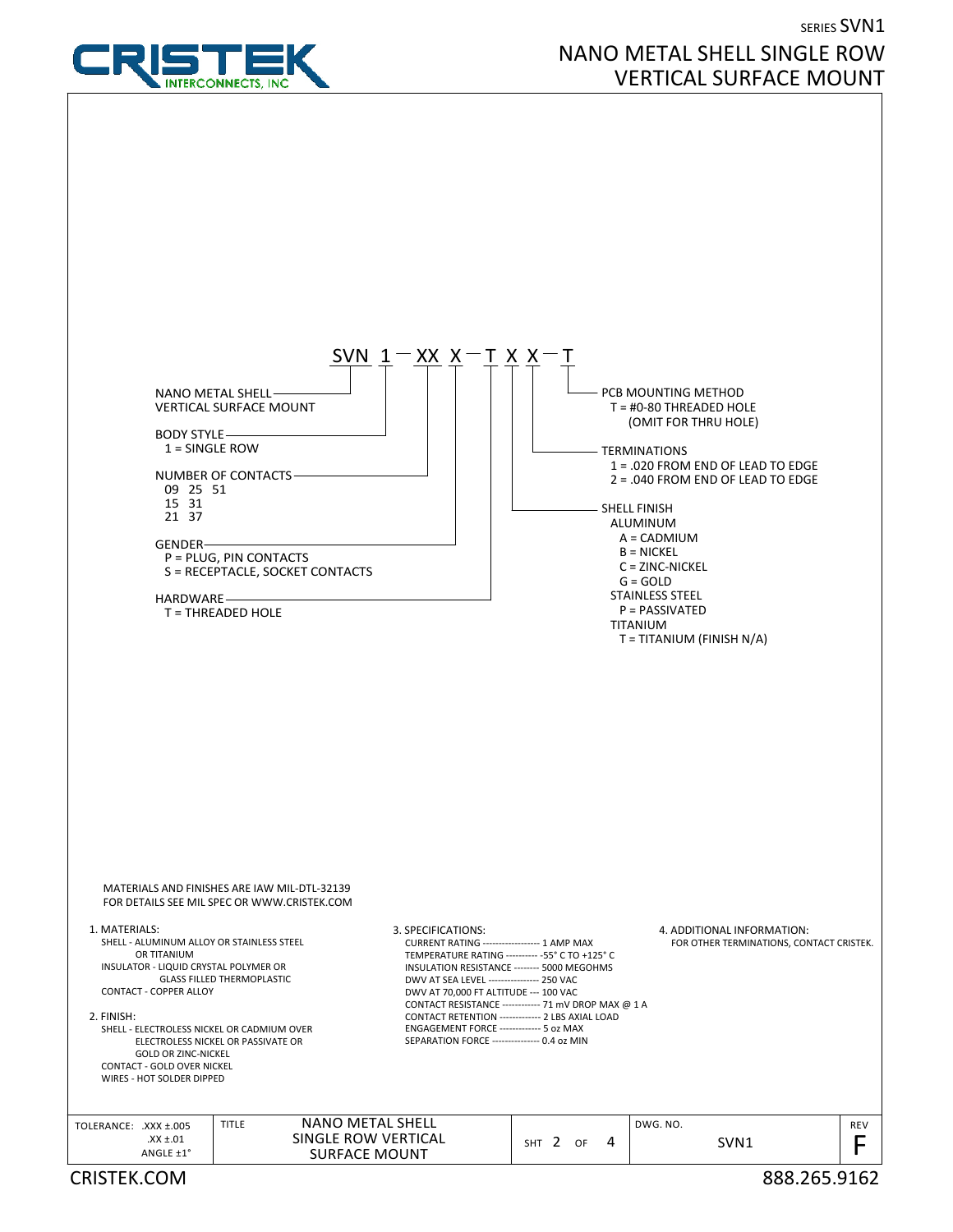# SERIES SVN1

# NANO METAL SHELL SINGLE ROW VERTICAL SURFACE MOUNT

**SVN 1 — XX X — T X X — T**

- **NANO METAL SHELL VERTICAL SURFACE MOUNT** (SVN)
- **BODY STYLE** (1)
  - 1 = SINGLE ROW
- **NUMBER OF CONTACTS** (XX)
  - 09, 15, 21, 25, 31, 37, 51
- **GENDER** (X)
  - P = PLUG, PIN CONTACTS
  - S = RECEPTACLE, SOCKET CONTACTS
- **HARDWARE** (T)
  - T = THREADED HOLE
- **SHELL FINISH** (X)
  - ALUMINUM
    - A = CADMIUM
    - B = NICKEL
    - C = ZINC-NICKEL
    - G = GOLD
  - STAINLESS STEEL
    - P = PASSIVATED
  - TITANIUM
    - T = TITANIUM (FINISH N/A)
- **TERMINATIONS** (X)
  - 1 = .020 FROM END OF LEAD TO EDGE
  - 2 = .040 FROM END OF LEAD TO EDGE
- **PCB MOUNTING METHOD** (T)
  - T = #0-80 THREADED HOLE (OMIT FOR THRU HOLE)

MATERIALS AND FINISHES ARE IAW MIL-DTL-32139
FOR DETAILS SEE MIL SPEC OR WWW.CRISTEK.COM

1. MATERIALS:
   - SHELL - ALUMINUM ALLOY OR STAINLESS STEEL OR TITANIUM
   - INSULATOR - LIQUID CRYSTAL POLYMER OR GLASS FILLED THERMOPLASTIC
   - CONTACT - COPPER ALLOY

2. FINISH:
   - SHELL - ELECTROLESS NICKEL OR CADMIUM OVER ELECTROLESS NICKEL OR PASSIVATE OR GOLD OR ZINC-NICKEL
   - CONTACT - GOLD OVER NICKEL
   - WIRES - HOT SOLDER DIPPED

3. SPECIFICATIONS:
   - CURRENT RATING ------------------ 1 AMP MAX
   - TEMPERATURE RATING ---------- -55° C TO +125° C
   - INSULATION RESISTANCE -------- 5000 MEGOHMS
   - DWV AT SEA LEVEL ---------------- 250 VAC
   - DWV AT 70,000 FT ALTITUDE --- 100 VAC
   - CONTACT RESISTANCE ------------ 71 mV DROP MAX @ 1 A
   - CONTACT RETENTION ------------- 2 LBS AXIAL LOAD
   - ENGAGEMENT FORCE ------------- 5 oz MAX
   - SEPARATION FORCE --------------- 0.4 oz MIN

4. ADDITIONAL INFORMATION:
   - FOR OTHER TERMINATIONS, CONTACT CRISTEK.

| TOLERANCE: .XXX ±.005 .XX ±.01 ANGLE ±1° | TITLE: NANO METAL SHELL SINGLE ROW VERTICAL SURFACE MOUNT | SHT 2 OF 4 | DWG. NO. SVN1 | REV F |
|---|---|---|---|---|

CRISTEK.COM — 888.265.9162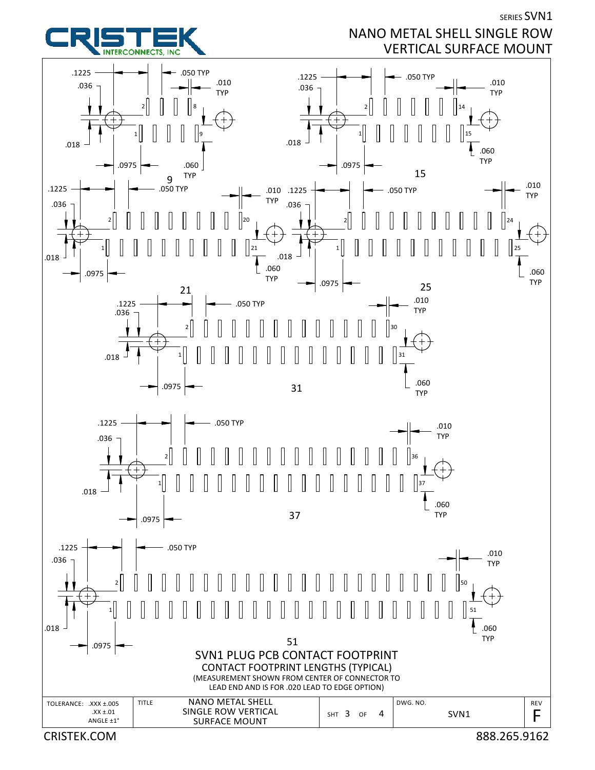SERIES SVN1

# NANO METAL SHELL SINGLE ROW VERTICAL SURFACE MOUNT

**9**

.1225 · .036 · .018 · .0975 · .050 TYP · .010 TYP · .060 TYP

Contacts: 1, 2, 8, 9

**15**

.1225 · .036 · .018 · .0975 · .050 TYP · .010 TYP · .060 TYP

Contacts: 1, 2, 14, 15

**21**

.1225 · .036 · .018 · .0975 · .050 TYP · .010 TYP · .060 TYP

Contacts: 1, 2, 20, 21

**25**

.1225 · .036 · .018 · .0975 · .050 TYP · .010 TYP · .060 TYP

Contacts: 1, 2, 24, 25

**31**

.1225 · .036 · .018 · .0975 · .050 TYP · .010 TYP · .060 TYP

Contacts: 1, 2, 30, 31

**37**

.1225 · .036 · .018 · .0975 · .050 TYP · .010 TYP · .060 TYP

Contacts: 1, 2, 36, 37

**51**

.1225 · .036 · .018 · .0975 · .050 TYP · .010 TYP · .060 TYP

Contacts: 1, 2, 50, 51

## SVN1 PLUG PCB CONTACT FOOTPRINT

CONTACT FOOTPRINT LENGTHS (TYPICAL)

(MEASUREMENT SHOWN FROM CENTER OF CONNECTOR TO LEAD END AND IS FOR .020 LEAD TO EDGE OPTION)

| TOLERANCE: .XXX ±.005 .XX ±.01 ANGLE ±1° | TITLE: NANO METAL SHELL SINGLE ROW VERTICAL SURFACE MOUNT | SHT 3 OF 4 | DWG. NO. SVN1 | REV F |
|---|---|---|---|---|

CRISTEK.COM

888.265.9162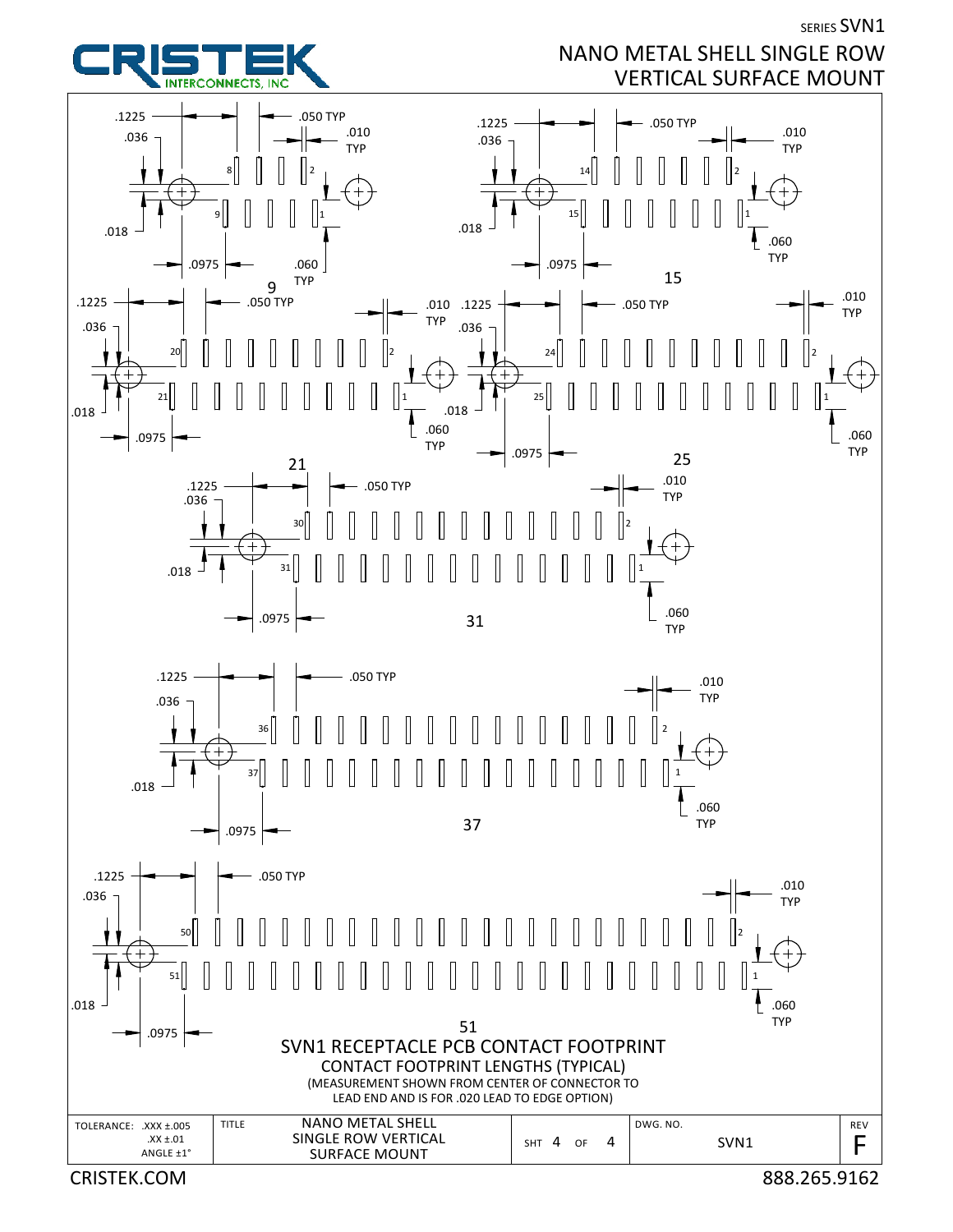SERIES SVN1

# NANO METAL SHELL SINGLE ROW VERTICAL SURFACE MOUNT

.1225
.036
.050 TYP
.010 TYP
8
2
9
1
.018
.0975
.060 TYP
9

.1225
.036
.050 TYP
.010 TYP
14
2
15
1
.018
.060 TYP
.0975
15

.1225
.036
.050 TYP
.010 TYP
20
2
21
1
.018
.0975
.060 TYP
21

.1225
.036
.050 TYP
.010 TYP
24
2
25
1
.018
.0975
.060 TYP
25

.1225
.036
.050 TYP
.010 TYP
30
2
31
1
.018
.0975
.060 TYP
31

.1225
.036
.050 TYP
.010 TYP
36
2
37
1
.018
.0975
.060 TYP
37

.1225
.036
.050 TYP
.010 TYP
50
2
51
1
.018
.0975
.060 TYP
51

## SVN1 RECEPTACLE PCB CONTACT FOOTPRINT

CONTACT FOOTPRINT LENGTHS (TYPICAL)

(MEASUREMENT SHOWN FROM CENTER OF CONNECTOR TO LEAD END AND IS FOR .020 LEAD TO EDGE OPTION)

| | | | | |
|---|---|---|---|---|
| TOLERANCE: .XXX ±.005<br>.XX ±.01<br>ANGLE ±1° | TITLE: NANO METAL SHELL SINGLE ROW VERTICAL SURFACE MOUNT | SHT 4 OF 4 | DWG. NO. SVN1 | REV F |

CRISTEK.COM

888.265.9162